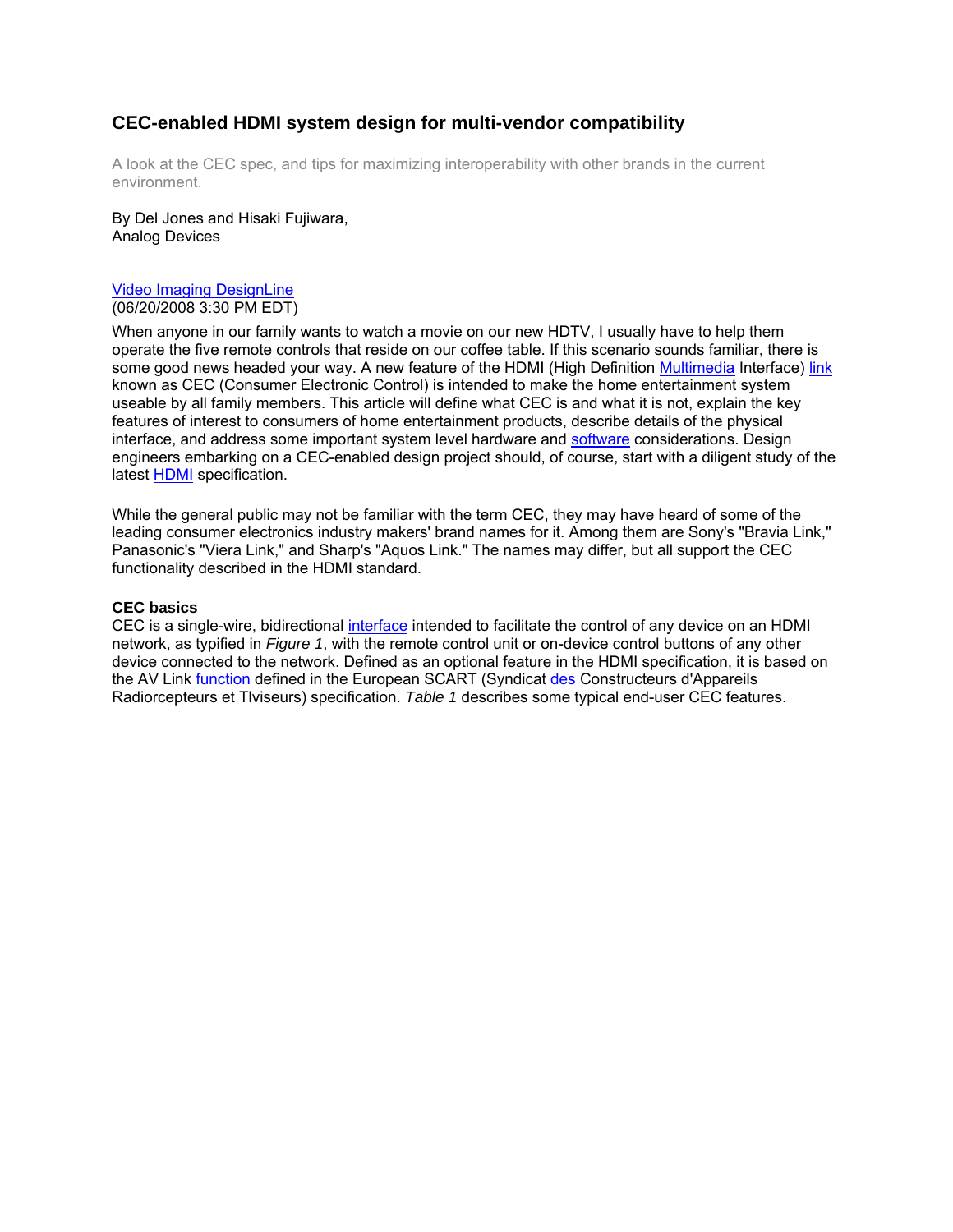# CEC-enabled HDMI system design for multi-vendor compatibility

A look at the CEC spec, and tips for maximizing interoperability with other brands in the current environment.

By Del Jones and Hisaki Fujiwara,
Analog Devices

Video Imaging DesignLine
(06/20/2008 3:30 PM EDT)

When anyone in our family wants to watch a movie on our new HDTV, I usually have to help them operate the five remote controls that reside on our coffee table. If this scenario sounds familiar, there is some good news headed your way. A new feature of the HDMI (High Definition Multimedia Interface) link known as CEC (Consumer Electronic Control) is intended to make the home entertainment system useable by all family members. This article will define what CEC is and what it is not, explain the key features of interest to consumers of home entertainment products, describe details of the physical interface, and address some important system level hardware and software considerations. Design engineers embarking on a CEC-enabled design project should, of course, start with a diligent study of the latest HDMI specification.

While the general public may not be familiar with the term CEC, they may have heard of some of the leading consumer electronics industry makers' brand names for it. Among them are Sony's "Bravia Link," Panasonic's "Viera Link," and Sharp's "Aquos Link." The names may differ, but all support the CEC functionality described in the HDMI standard.

**CEC basics**

CEC is a single-wire, bidirectional interface intended to facilitate the control of any device on an HDMI network, as typified in *Figure 1*, with the remote control unit or on-device control buttons of any other device connected to the network. Defined as an optional feature in the HDMI specification, it is based on the AV Link function defined in the European SCART (Syndicat des Constructeurs d'Appareils Radiorcepteurs et Tlviseurs) specification. *Table 1* describes some typical end-user CEC features.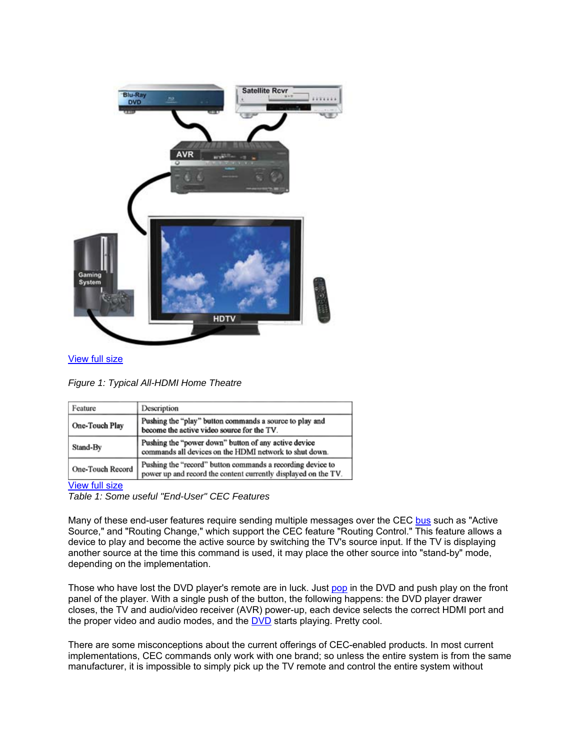View full size

*Figure 1: Typical All-HDMI Home Theatre*

| Feature | Description |
| --- | --- |
| One-Touch Play | Pushing the "play" button commands a source to play and become the active video source for the TV. |
| Stand-By | Pushing the "power down" button of any active device commands all devices on the HDMI network to shut down. |
| One-Touch Record | Pushing the "record" button commands a recording device to power up and record the content currently displayed on the TV. |

View full size

*Table 1: Some useful "End-User" CEC Features*

Many of these end-user features require sending multiple messages over the CEC bus such as "Active Source," and "Routing Change," which support the CEC feature "Routing Control." This feature allows a device to play and become the active source by switching the TV's source input. If the TV is displaying another source at the time this command is used, it may place the other source into "stand-by" mode, depending on the implementation.

Those who have lost the DVD player's remote are in luck. Just pop in the DVD and push play on the front panel of the player. With a single push of the button, the following happens: the DVD player drawer closes, the TV and audio/video receiver (AVR) power-up, each device selects the correct HDMI port and the proper video and audio modes, and the DVD starts playing. Pretty cool.

There are some misconceptions about the current offerings of CEC-enabled products. In most current implementations, CEC commands only work with one brand; so unless the entire system is from the same manufacturer, it is impossible to simply pick up the TV remote and control the entire system without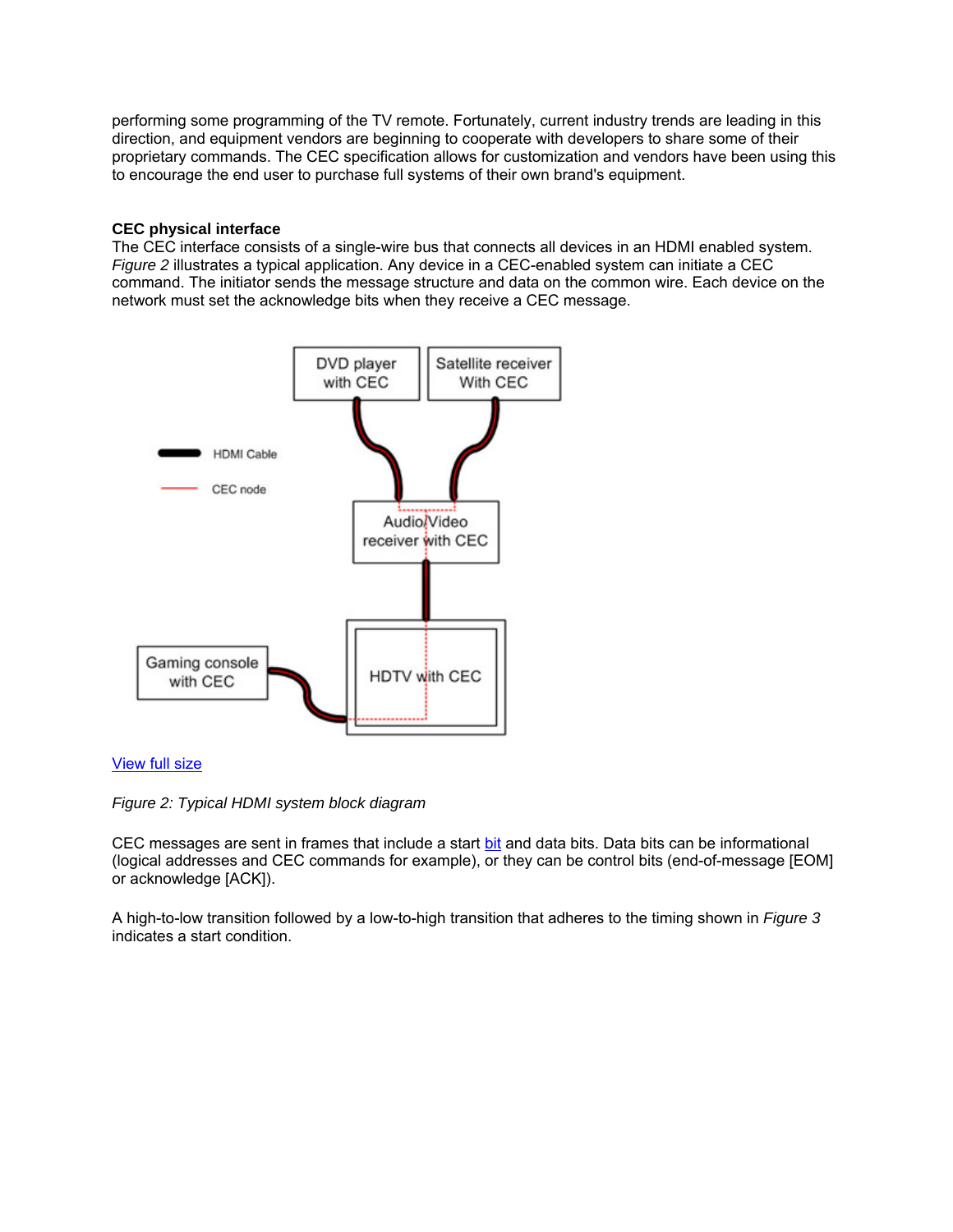performing some programming of the TV remote. Fortunately, current industry trends are leading in this direction, and equipment vendors are beginning to cooperate with developers to share some of their proprietary commands. The CEC specification allows for customization and vendors have been using this to encourage the end user to purchase full systems of their own brand's equipment.

**CEC physical interface**

The CEC interface consists of a single-wire bus that connects all devices in an HDMI enabled system. *Figure 2* illustrates a typical application. Any device in a CEC-enabled system can initiate a CEC command. The initiator sends the message structure and data on the common wire. Each device on the network must set the acknowledge bits when they receive a CEC message.

View full size

*Figure 2: Typical HDMI system block diagram*

CEC messages are sent in frames that include a start bit and data bits. Data bits can be informational (logical addresses and CEC commands for example), or they can be control bits (end-of-message [EOM] or acknowledge [ACK]).

A high-to-low transition followed by a low-to-high transition that adheres to the timing shown in *Figure 3* indicates a start condition.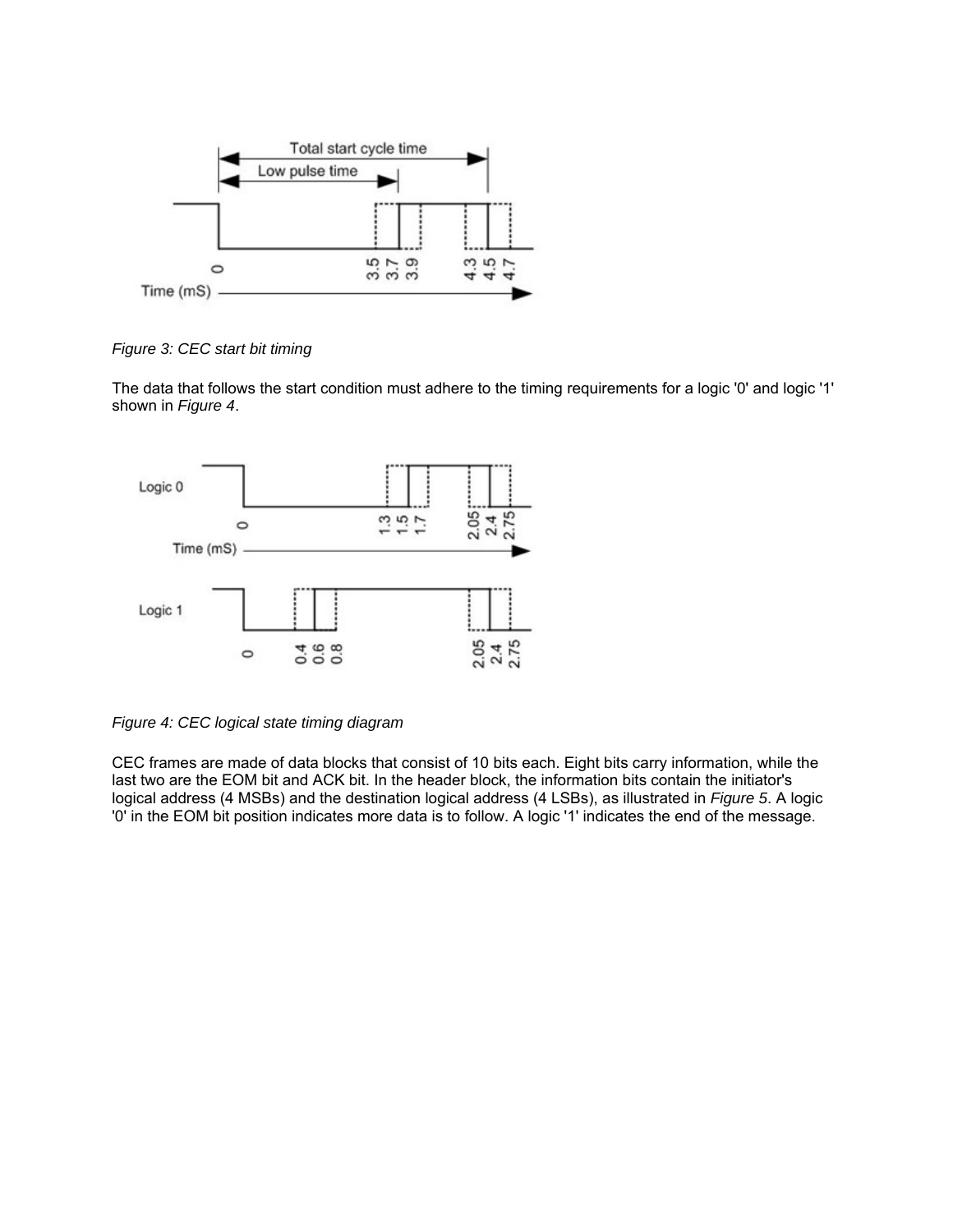*Figure 3: CEC start bit timing*

The data that follows the start condition must adhere to the timing requirements for a logic '0' and logic '1' shown in *Figure 4*.

*Figure 4: CEC logical state timing diagram*

CEC frames are made of data blocks that consist of 10 bits each. Eight bits carry information, while the last two are the EOM bit and ACK bit. In the header block, the information bits contain the initiator's logical address (4 MSBs) and the destination logical address (4 LSBs), as illustrated in *Figure 5*. A logic '0' in the EOM bit position indicates more data is to follow. A logic '1' indicates the end of the message.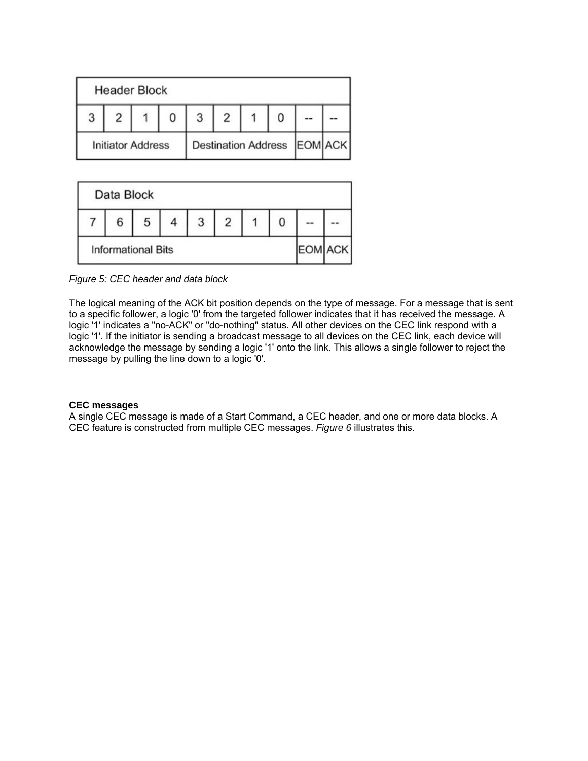| Header Block | | | | | | | | | |
| --- | --- | --- | --- | --- | --- | --- | --- | --- | --- |
| 3 | 2 | 1 | 0 | 3 | 2 | 1 | 0 | -- | -- |
| Initiator Address | | | | Destination Address | | | | EOM | ACK |

| Data Block | | | | | | | | | |
| --- | --- | --- | --- | --- | --- | --- | --- | --- | --- |
| 7 | 6 | 5 | 4 | 3 | 2 | 1 | 0 | -- | -- |
| Informational Bits | | | | | | | | EOM | ACK |

*Figure 5: CEC header and data block*

The logical meaning of the ACK bit position depends on the type of message. For a message that is sent to a specific follower, a logic '0' from the targeted follower indicates that it has received the message. A logic '1' indicates a "no-ACK" or "do-nothing" status. All other devices on the CEC link respond with a logic '1'. If the initiator is sending a broadcast message to all devices on the CEC link, each device will acknowledge the message by sending a logic '1' onto the link. This allows a single follower to reject the message by pulling the line down to a logic '0'.

**CEC messages**

A single CEC message is made of a Start Command, a CEC header, and one or more data blocks. A CEC feature is constructed from multiple CEC messages. *Figure 6* illustrates this.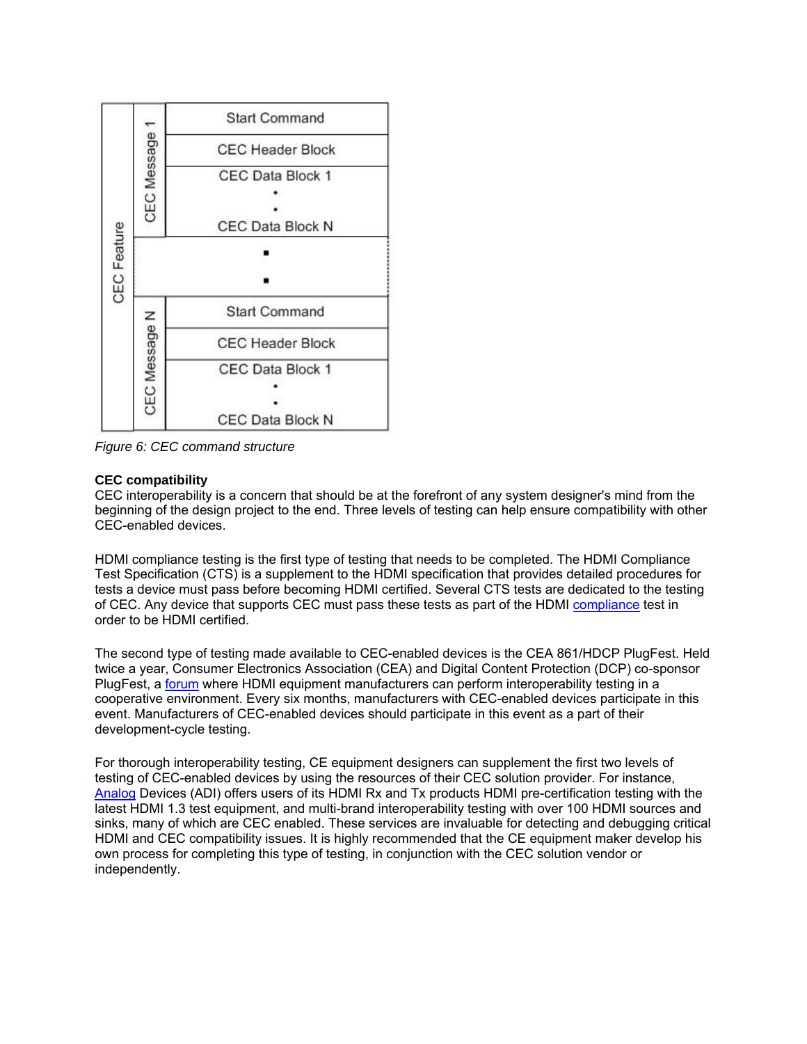| CEC Feature | CEC Message 1 | Start Command |
|---|---|---|
| | | CEC Header Block |
| | | CEC Data Block 1<br>•<br>•<br>CEC Data Block N |
| | ▪<br>▪ | |
| | CEC Message N | Start Command |
| | | CEC Header Block |
| | | CEC Data Block 1<br>•<br>•<br>CEC Data Block N |

*Figure 6: CEC command structure*

**CEC compatibility**
CEC interoperability is a concern that should be at the forefront of any system designer's mind from the beginning of the design project to the end. Three levels of testing can help ensure compatibility with other CEC-enabled devices.

HDMI compliance testing is the first type of testing that needs to be completed. The HDMI Compliance Test Specification (CTS) is a supplement to the HDMI specification that provides detailed procedures for tests a device must pass before becoming HDMI certified. Several CTS tests are dedicated to the testing of CEC. Any device that supports CEC must pass these tests as part of the HDMI compliance test in order to be HDMI certified.

The second type of testing made available to CEC-enabled devices is the CEA 861/HDCP PlugFest. Held twice a year, Consumer Electronics Association (CEA) and Digital Content Protection (DCP) co-sponsor PlugFest, a forum where HDMI equipment manufacturers can perform interoperability testing in a cooperative environment. Every six months, manufacturers with CEC-enabled devices participate in this event. Manufacturers of CEC-enabled devices should participate in this event as a part of their development-cycle testing.

For thorough interoperability testing, CE equipment designers can supplement the first two levels of testing of CEC-enabled devices by using the resources of their CEC solution provider. For instance, Analog Devices (ADI) offers users of its HDMI Rx and Tx products HDMI pre-certification testing with the latest HDMI 1.3 test equipment, and multi-brand interoperability testing with over 100 HDMI sources and sinks, many of which are CEC enabled. These services are invaluable for detecting and debugging critical HDMI and CEC compatibility issues. It is highly recommended that the CE equipment maker develop his own process for completing this type of testing, in conjunction with the CEC solution vendor or independently.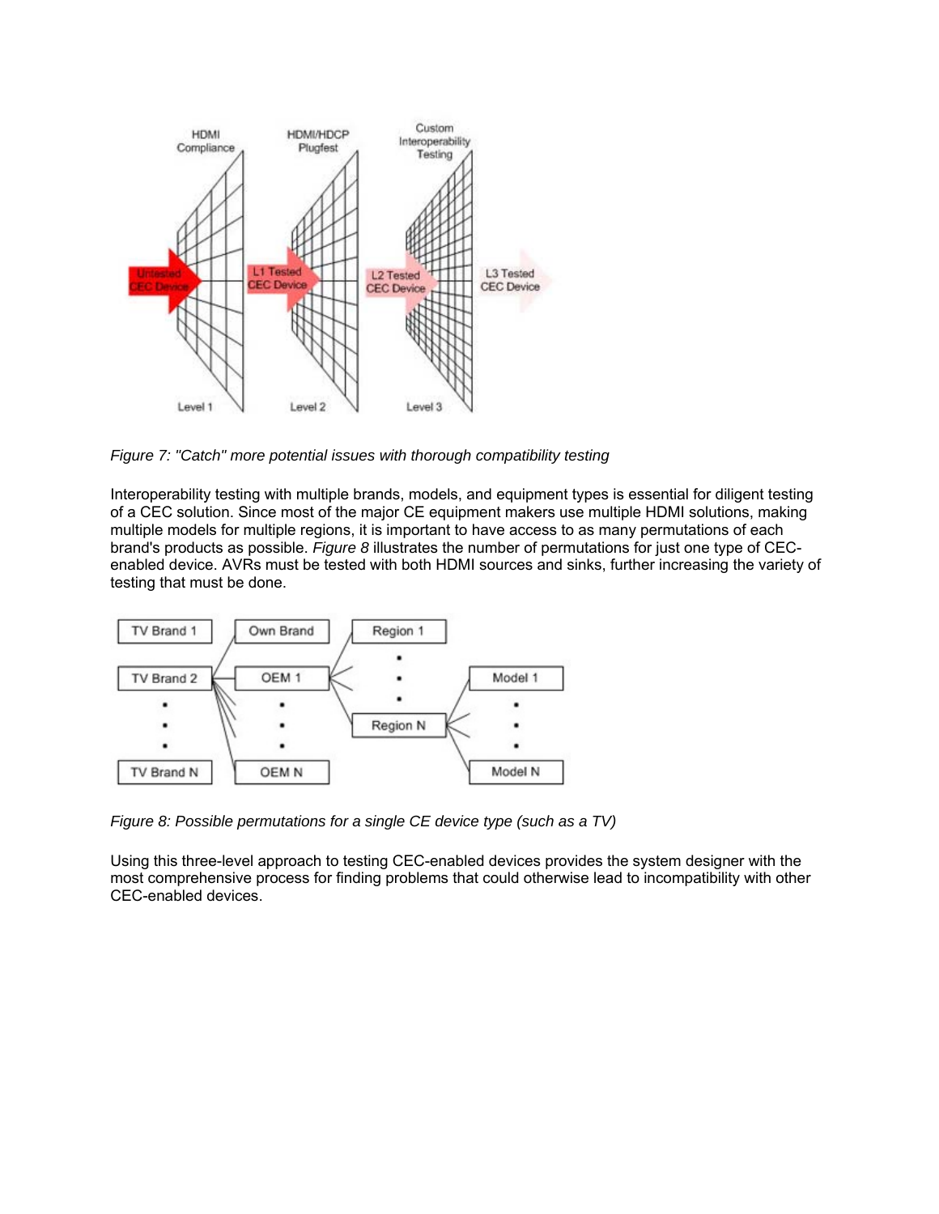*Figure 7: "Catch" more potential issues with thorough compatibility testing*

Interoperability testing with multiple brands, models, and equipment types is essential for diligent testing of a CEC solution. Since most of the major CE equipment makers use multiple HDMI solutions, making multiple models for multiple regions, it is important to have access to as many permutations of each brand's products as possible. *Figure 8* illustrates the number of permutations for just one type of CEC-enabled device. AVRs must be tested with both HDMI sources and sinks, further increasing the variety of testing that must be done.

*Figure 8: Possible permutations for a single CE device type (such as a TV)*

Using this three-level approach to testing CEC-enabled devices provides the system designer with the most comprehensive process for finding problems that could otherwise lead to incompatibility with other CEC-enabled devices.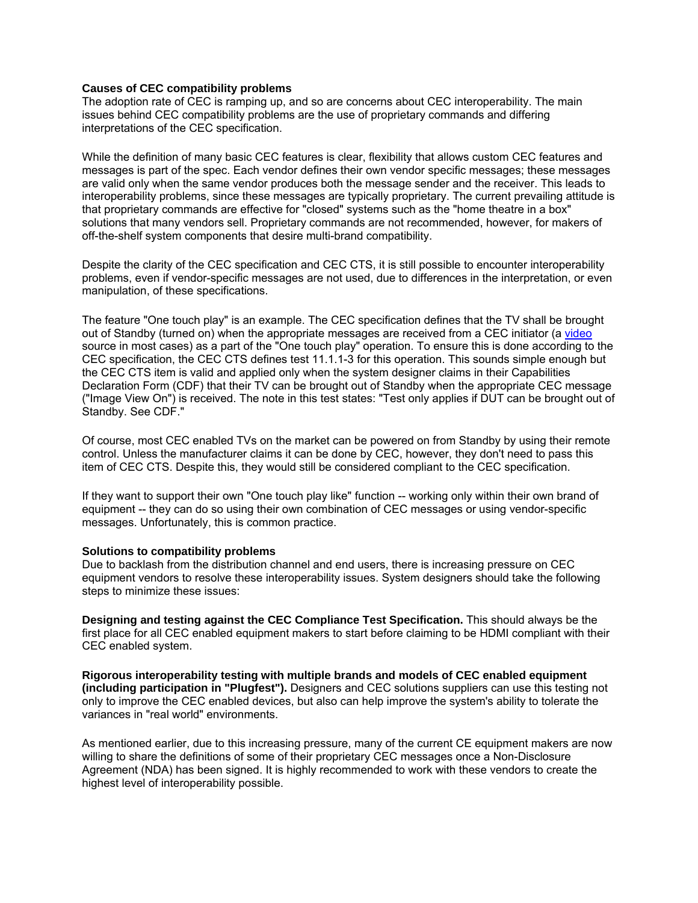**Causes of CEC compatibility problems**
The adoption rate of CEC is ramping up, and so are concerns about CEC interoperability. The main issues behind CEC compatibility problems are the use of proprietary commands and differing interpretations of the CEC specification.

While the definition of many basic CEC features is clear, flexibility that allows custom CEC features and messages is part of the spec. Each vendor defines their own vendor specific messages; these messages are valid only when the same vendor produces both the message sender and the receiver. This leads to interoperability problems, since these messages are typically proprietary. The current prevailing attitude is that proprietary commands are effective for "closed" systems such as the "home theatre in a box" solutions that many vendors sell. Proprietary commands are not recommended, however, for makers of off-the-shelf system components that desire multi-brand compatibility.

Despite the clarity of the CEC specification and CEC CTS, it is still possible to encounter interoperability problems, even if vendor-specific messages are not used, due to differences in the interpretation, or even manipulation, of these specifications.

The feature "One touch play" is an example. The CEC specification defines that the TV shall be brought out of Standby (turned on) when the appropriate messages are received from a CEC initiator (a video source in most cases) as a part of the "One touch play" operation. To ensure this is done according to the CEC specification, the CEC CTS defines test 11.1.1-3 for this operation. This sounds simple enough but the CEC CTS item is valid and applied only when the system designer claims in their Capabilities Declaration Form (CDF) that their TV can be brought out of Standby when the appropriate CEC message ("Image View On") is received. The note in this test states: "Test only applies if DUT can be brought out of Standby. See CDF."

Of course, most CEC enabled TVs on the market can be powered on from Standby by using their remote control. Unless the manufacturer claims it can be done by CEC, however, they don't need to pass this item of CEC CTS. Despite this, they would still be considered compliant to the CEC specification.

If they want to support their own "One touch play like" function -- working only within their own brand of equipment -- they can do so using their own combination of CEC messages or using vendor-specific messages. Unfortunately, this is common practice.

**Solutions to compatibility problems**
Due to backlash from the distribution channel and end users, there is increasing pressure on CEC equipment vendors to resolve these interoperability issues. System designers should take the following steps to minimize these issues:

**Designing and testing against the CEC Compliance Test Specification.** This should always be the first place for all CEC enabled equipment makers to start before claiming to be HDMI compliant with their CEC enabled system.

**Rigorous interoperability testing with multiple brands and models of CEC enabled equipment (including participation in "Plugfest").** Designers and CEC solutions suppliers can use this testing not only to improve the CEC enabled devices, but also can help improve the system's ability to tolerate the variances in "real world" environments.

As mentioned earlier, due to this increasing pressure, many of the current CE equipment makers are now willing to share the definitions of some of their proprietary CEC messages once a Non-Disclosure Agreement (NDA) has been signed. It is highly recommended to work with these vendors to create the highest level of interoperability possible.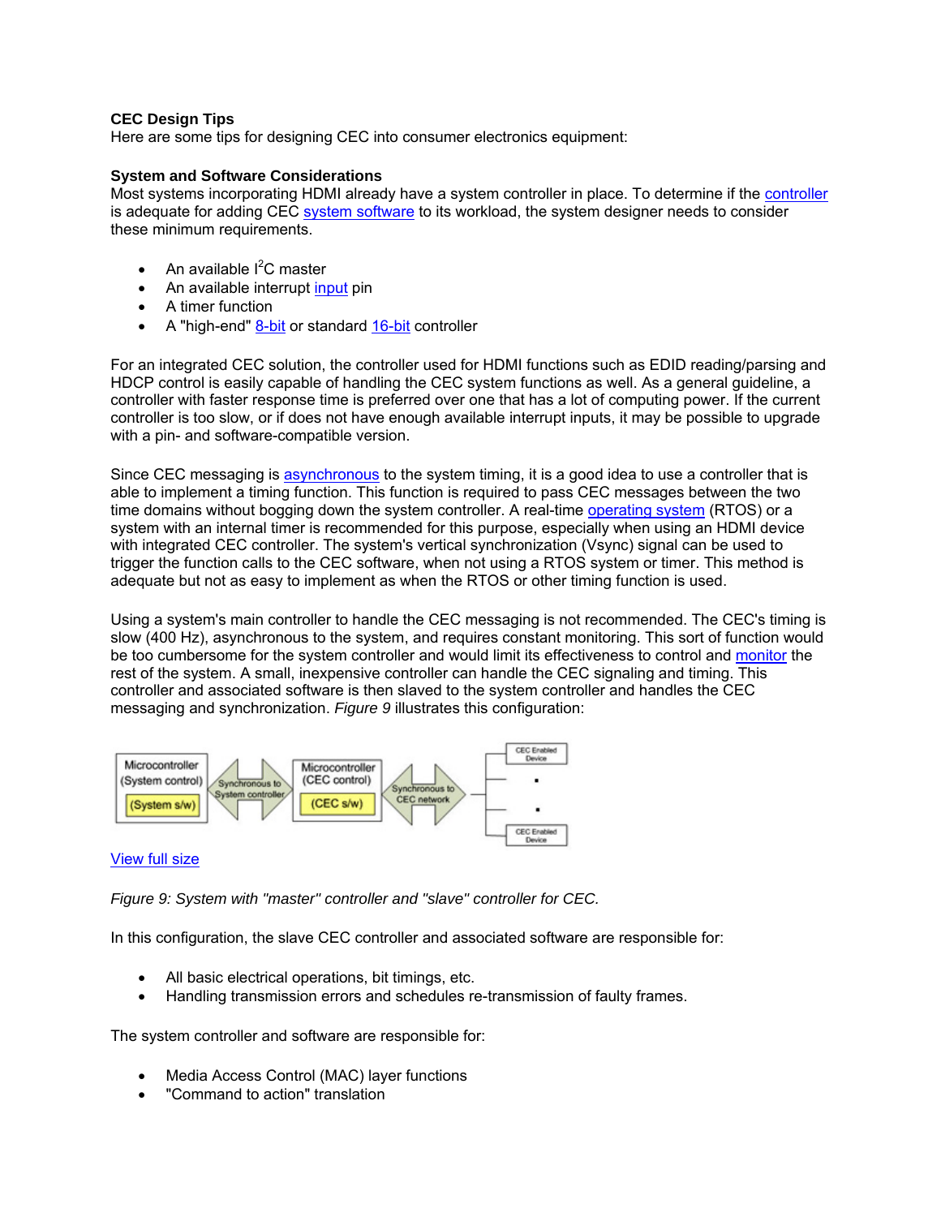**CEC Design Tips**
Here are some tips for designing CEC into consumer electronics equipment:

**System and Software Considerations**
Most systems incorporating HDMI already have a system controller in place. To determine if the controller is adequate for adding CEC system software to its workload, the system designer needs to consider these minimum requirements.

- An available $I^2C$ master
- An available interrupt input pin
- A timer function
- A "high-end" 8-bit or standard 16-bit controller

For an integrated CEC solution, the controller used for HDMI functions such as EDID reading/parsing and HDCP control is easily capable of handling the CEC system functions as well. As a general guideline, a controller with faster response time is preferred over one that has a lot of computing power. If the current controller is too slow, or if does not have enough available interrupt inputs, it may be possible to upgrade with a pin- and software-compatible version.

Since CEC messaging is asynchronous to the system timing, it is a good idea to use a controller that is able to implement a timing function. This function is required to pass CEC messages between the two time domains without bogging down the system controller. A real-time operating system (RTOS) or a system with an internal timer is recommended for this purpose, especially when using an HDMI device with integrated CEC controller. The system's vertical synchronization (Vsync) signal can be used to trigger the function calls to the CEC software, when not using a RTOS system or timer. This method is adequate but not as easy to implement as when the RTOS or other timing function is used.

Using a system's main controller to handle the CEC messaging is not recommended. The CEC's timing is slow (400 Hz), asynchronous to the system, and requires constant monitoring. This sort of function would be too cumbersome for the system controller and would limit its effectiveness to control and monitor the rest of the system. A small, inexpensive controller can handle the CEC signaling and timing. This controller and associated software is then slaved to the system controller and handles the CEC messaging and synchronization. *Figure 9* illustrates this configuration:

Microcontroller (System control) (System s/w) | Synchronous to System controller | Microcontroller (CEC control) (CEC s/w) | Synchronous to CEC network | CEC Enabled Device . . CEC Enabled Device

View full size

*Figure 9: System with "master" controller and "slave" controller for CEC.*

In this configuration, the slave CEC controller and associated software are responsible for:

- All basic electrical operations, bit timings, etc.
- Handling transmission errors and schedules re-transmission of faulty frames.

The system controller and software are responsible for:

- Media Access Control (MAC) layer functions
- "Command to action" translation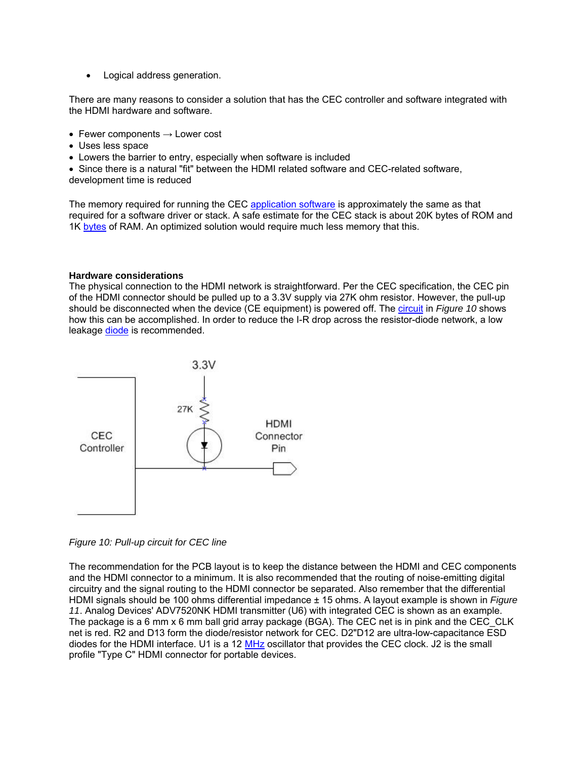- Logical address generation.

There are many reasons to consider a solution that has the CEC controller and software integrated with the HDMI hardware and software.

- Fewer components → Lower cost
- Uses less space
- Lowers the barrier to entry, especially when software is included
- Since there is a natural "fit" between the HDMI related software and CEC-related software, development time is reduced

The memory required for running the CEC application software is approximately the same as that required for a software driver or stack. A safe estimate for the CEC stack is about 20K bytes of ROM and 1K bytes of RAM. An optimized solution would require much less memory that this.

**Hardware considerations**

The physical connection to the HDMI network is straightforward. Per the CEC specification, the CEC pin of the HDMI connector should be pulled up to a 3.3V supply via 27K ohm resistor. However, the pull-up should be disconnected when the device (CE equipment) is powered off. The circuit in *Figure 10* shows how this can be accomplished. In order to reduce the I-R drop across the resistor-diode network, a low leakage diode is recommended.

*Figure 10: Pull-up circuit for CEC line*

The recommendation for the PCB layout is to keep the distance between the HDMI and CEC components and the HDMI connector to a minimum. It is also recommended that the routing of noise-emitting digital circuitry and the signal routing to the HDMI connector be separated. Also remember that the differential HDMI signals should be 100 ohms differential impedance ± 15 ohms. A layout example is shown in *Figure 11*. Analog Devices' ADV7520NK HDMI transmitter (U6) with integrated CEC is shown as an example. The package is a 6 mm x 6 mm ball grid array package (BGA). The CEC net is in pink and the CEC_CLK net is red. R2 and D13 form the diode/resistor network for CEC. D2"D12 are ultra-low-capacitance ESD diodes for the HDMI interface. U1 is a 12 MHz oscillator that provides the CEC clock. J2 is the small profile "Type C" HDMI connector for portable devices.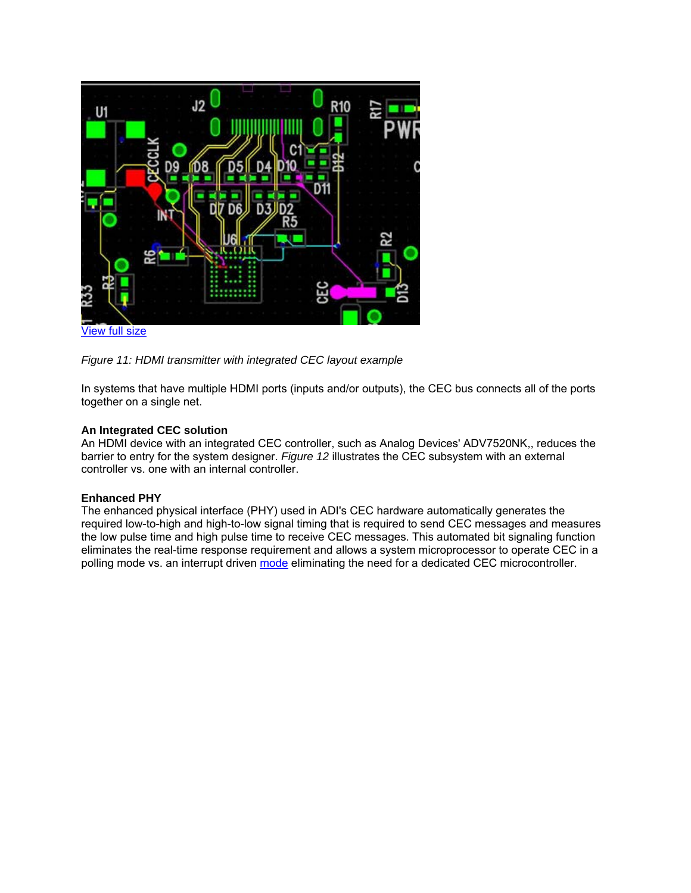View full size

*Figure 11: HDMI transmitter with integrated CEC layout example*

In systems that have multiple HDMI ports (inputs and/or outputs), the CEC bus connects all of the ports together on a single net.

**An Integrated CEC solution**
An HDMI device with an integrated CEC controller, such as Analog Devices' ADV7520NK,, reduces the barrier to entry for the system designer. *Figure 12* illustrates the CEC subsystem with an external controller vs. one with an internal controller.

**Enhanced PHY**
The enhanced physical interface (PHY) used in ADI's CEC hardware automatically generates the required low-to-high and high-to-low signal timing that is required to send CEC messages and measures the low pulse time and high pulse time to receive CEC messages. This automated bit signaling function eliminates the real-time response requirement and allows a system microprocessor to operate CEC in a polling mode vs. an interrupt driven mode eliminating the need for a dedicated CEC microcontroller.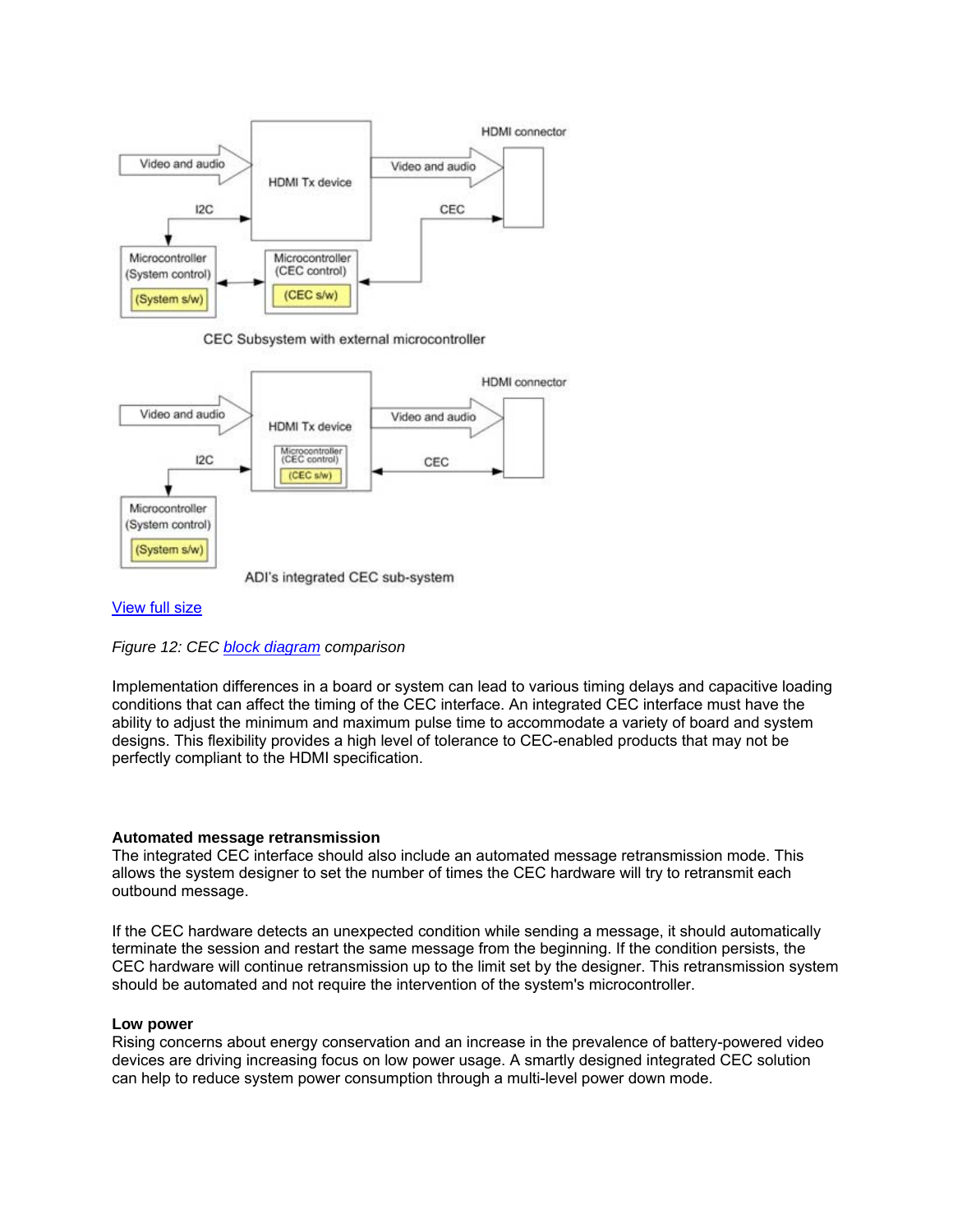View full size

*Figure 12: CEC block diagram comparison*

Implementation differences in a board or system can lead to various timing delays and capacitive loading conditions that can affect the timing of the CEC interface. An integrated CEC interface must have the ability to adjust the minimum and maximum pulse time to accommodate a variety of board and system designs. This flexibility provides a high level of tolerance to CEC-enabled products that may not be perfectly compliant to the HDMI specification.

**Automated message retransmission**

The integrated CEC interface should also include an automated message retransmission mode. This allows the system designer to set the number of times the CEC hardware will try to retransmit each outbound message.

If the CEC hardware detects an unexpected condition while sending a message, it should automatically terminate the session and restart the same message from the beginning. If the condition persists, the CEC hardware will continue retransmission up to the limit set by the designer. This retransmission system should be automated and not require the intervention of the system's microcontroller.

**Low power**

Rising concerns about energy conservation and an increase in the prevalence of battery-powered video devices are driving increasing focus on low power usage. A smartly designed integrated CEC solution can help to reduce system power consumption through a multi-level power down mode.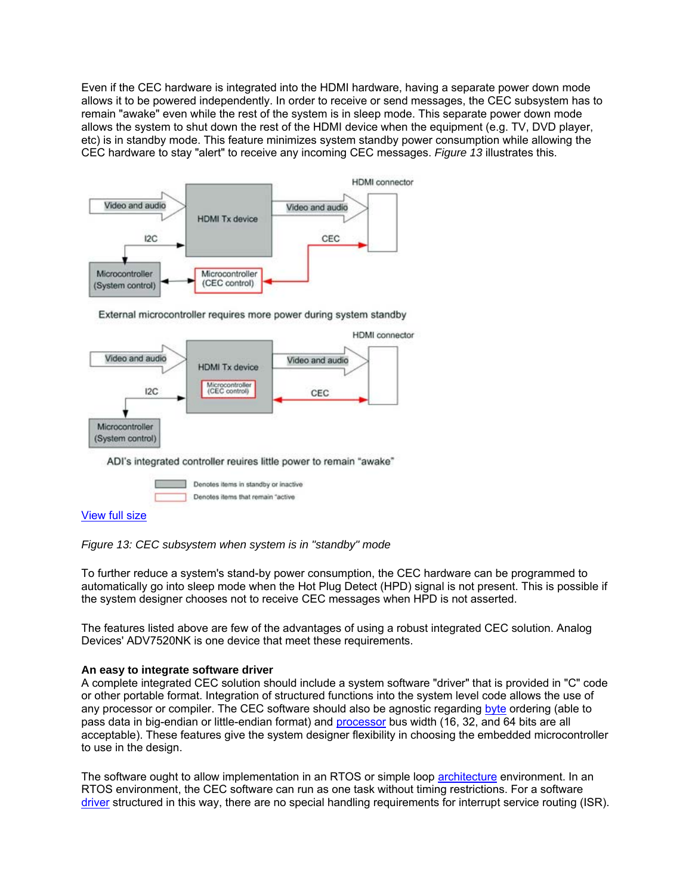Even if the CEC hardware is integrated into the HDMI hardware, having a separate power down mode allows it to be powered independently. In order to receive or send messages, the CEC subsystem has to remain "awake" even while the rest of the system is in sleep mode. This separate power down mode allows the system to shut down the rest of the HDMI device when the equipment (e.g. TV, DVD player, etc) is in standby mode. This feature minimizes system standby power consumption while allowing the CEC hardware to stay "alert" to receive any incoming CEC messages. *Figure 13* illustrates this.

External microcontroller requires more power during system standby

ADI's integrated controller reuires little power to remain "awake"

Denotes items in standby or inactive

Denotes items that remain "active

View full size

*Figure 13: CEC subsystem when system is in "standby" mode*

To further reduce a system's stand-by power consumption, the CEC hardware can be programmed to automatically go into sleep mode when the Hot Plug Detect (HPD) signal is not present. This is possible if the system designer chooses not to receive CEC messages when HPD is not asserted.

The features listed above are few of the advantages of using a robust integrated CEC solution. Analog Devices' ADV7520NK is one device that meet these requirements.

**An easy to integrate software driver**

A complete integrated CEC solution should include a system software "driver" that is provided in "C" code or other portable format. Integration of structured functions into the system level code allows the use of any processor or compiler. The CEC software should also be agnostic regarding byte ordering (able to pass data in big-endian or little-endian format) and processor bus width (16, 32, and 64 bits are all acceptable). These features give the system designer flexibility in choosing the embedded microcontroller to use in the design.

The software ought to allow implementation in an RTOS or simple loop architecture environment. In an RTOS environment, the CEC software can run as one task without timing restrictions. For a software driver structured in this way, there are no special handling requirements for interrupt service routing (ISR).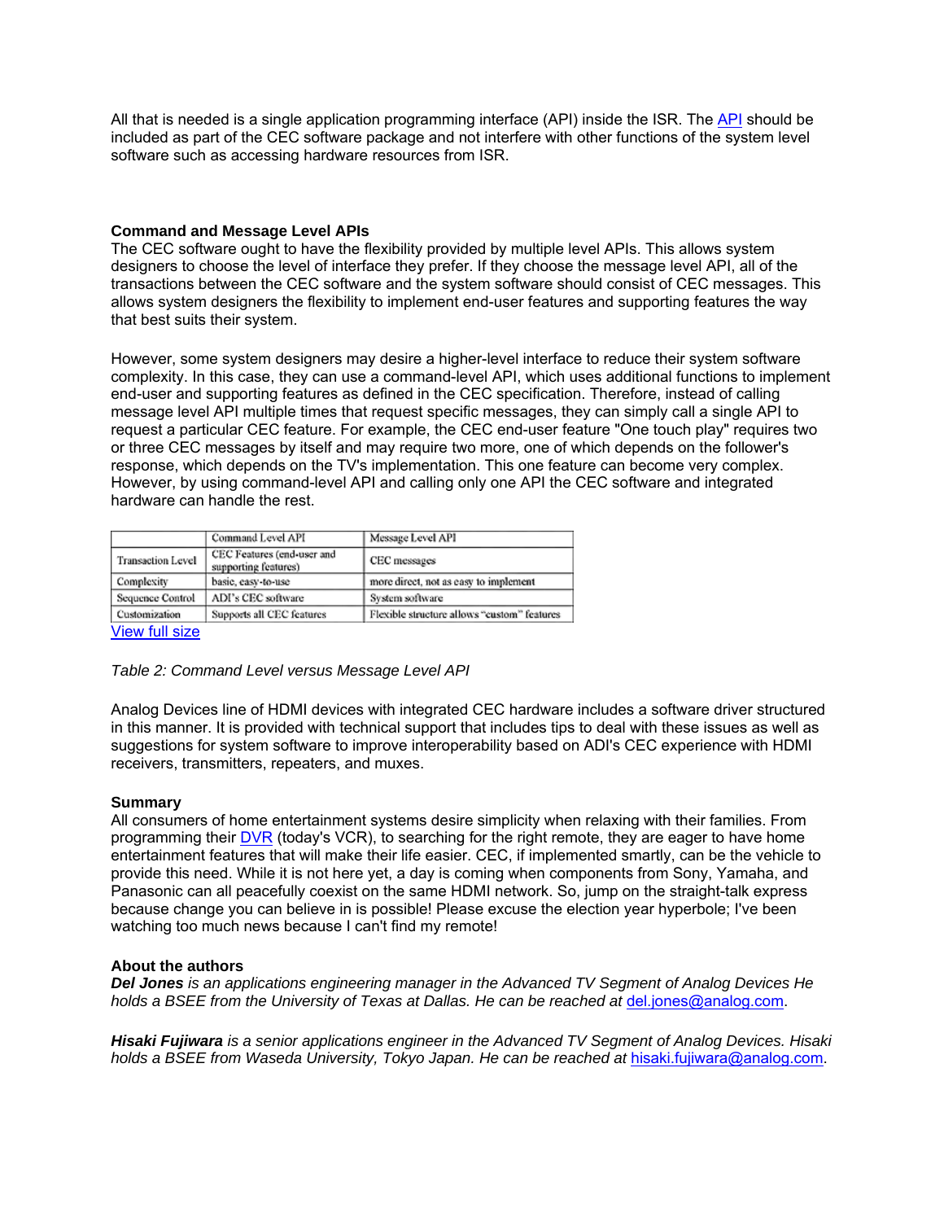All that is needed is a single application programming interface (API) inside the ISR. The API should be included as part of the CEC software package and not interfere with other functions of the system level software such as accessing hardware resources from ISR.

**Command and Message Level APIs**

The CEC software ought to have the flexibility provided by multiple level APIs. This allows system designers to choose the level of interface they prefer. If they choose the message level API, all of the transactions between the CEC software and the system software should consist of CEC messages. This allows system designers the flexibility to implement end-user features and supporting features the way that best suits their system.

However, some system designers may desire a higher-level interface to reduce their system software complexity. In this case, they can use a command-level API, which uses additional functions to implement end-user and supporting features as defined in the CEC specification. Therefore, instead of calling message level API multiple times that request specific messages, they can simply call a single API to request a particular CEC feature. For example, the CEC end-user feature "One touch play" requires two or three CEC messages by itself and may require two more, one of which depends on the follower's response, which depends on the TV's implementation. This one feature can become very complex. However, by using command-level API and calling only one API the CEC software and integrated hardware can handle the rest.

| | Command Level API | Message Level API |
|---|---|---|
| Transaction Level | CEC Features (end-user and supporting features) | CEC messages |
| Complexity | basic, easy-to-use | more direct, not as easy to implement |
| Sequence Control | ADI's CEC software | System software |
| Customization | Supports all CEC features | Flexible structure allows "custom" features |

View full size

*Table 2: Command Level versus Message Level API*

Analog Devices line of HDMI devices with integrated CEC hardware includes a software driver structured in this manner. It is provided with technical support that includes tips to deal with these issues as well as suggestions for system software to improve interoperability based on ADI's CEC experience with HDMI receivers, transmitters, repeaters, and muxes.

**Summary**

All consumers of home entertainment systems desire simplicity when relaxing with their families. From programming their DVR (today's VCR), to searching for the right remote, they are eager to have home entertainment features that will make their life easier. CEC, if implemented smartly, can be the vehicle to provide this need. While it is not here yet, a day is coming when components from Sony, Yamaha, and Panasonic can all peacefully coexist on the same HDMI network. So, jump on the straight-talk express because change you can believe in is possible! Please excuse the election year hyperbole; I've been watching too much news because I can't find my remote!

**About the authors**

***Del Jones*** *is an applications engineering manager in the Advanced TV Segment of Analog Devices He holds a BSEE from the University of Texas at Dallas. He can be reached at* del.jones@analog.com.

***Hisaki Fujiwara*** *is a senior applications engineer in the Advanced TV Segment of Analog Devices. Hisaki holds a BSEE from Waseda University, Tokyo Japan. He can be reached at* hisaki.fujiwara@analog.com.